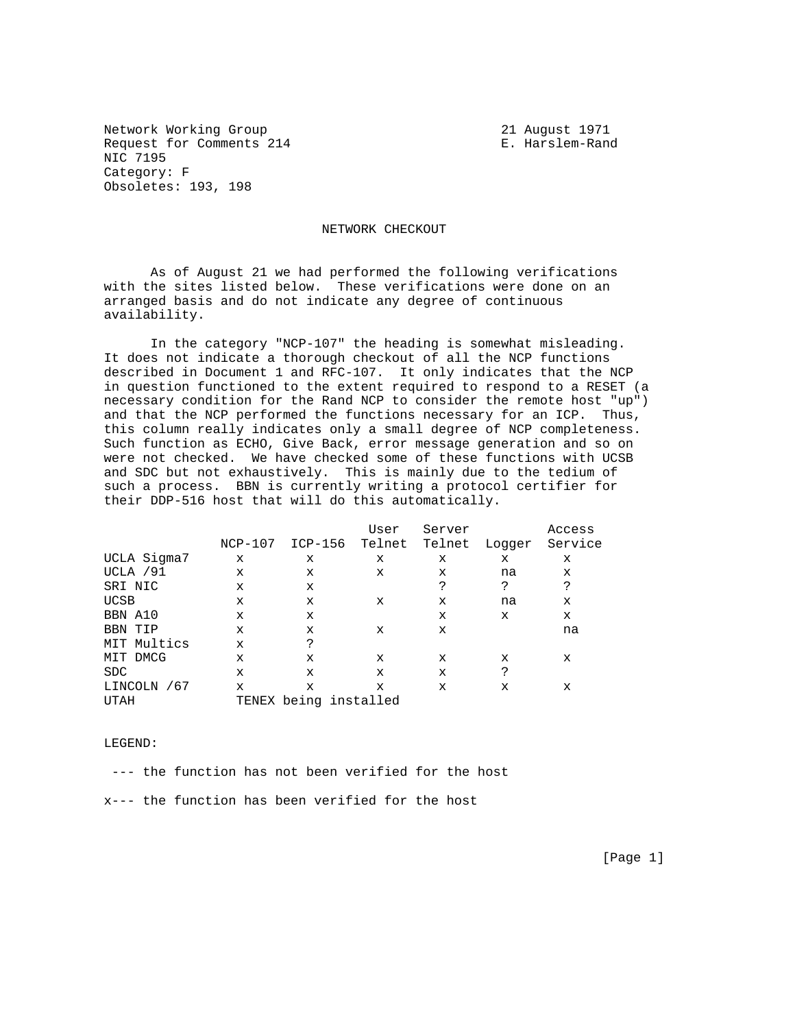Network Working Group  
Request for Comments 214  
NIC 7195  
Category: F  
Obsoletes: 193, 198

21 August 1971  
E. Harslem-Rand

# NETWORK CHECKOUT

As of August 21 we had performed the following verifications with the sites listed below. These verifications were done on an arranged basis and do not indicate any degree of continuous availability.

In the category "NCP-107" the heading is somewhat misleading. It does not indicate a thorough checkout of all the NCP functions described in Document 1 and RFC-107. It only indicates that the NCP in question functioned to the extent required to respond to a RESET (a necessary condition for the Rand NCP to consider the remote host "up") and that the NCP performed the functions necessary for an ICP. Thus, this column really indicates only a small degree of NCP completeness. Such function as ECHO, Give Back, error message generation and so on were not checked. We have checked some of these functions with UCSB and SDC but not exhaustively. This is mainly due to the tedium of such a process. BBN is currently writing a protocol certifier for their DDP-516 host that will do this automatically.

| | NCP-107 | ICP-156 | User Telnet | Server Telnet | Logger | Access Service |
|---|---|---|---|---|---|---|
| UCLA Sigma7 | x | x | x | x | x | x |
| UCLA /91 | x | x | x | x | na | x |
| SRI NIC | x | x | | ? | ? | ? |
| UCSB | x | x | x | x | na | x |
| BBN A10 | x | x | | x | x | x |
| BBN TIP | x | x | x | x | | na |
| MIT Multics | x | ? | | | | |
| MIT DMCG | x | x | x | x | x | x |
| SDC | x | x | x | x | ? | |
| LINCOLN /67 | x | x | x | x | x | x |
| UTAH | TENEX being installed | | | | | |

LEGEND:

--- the function has not been verified for the host

x--- the function has been verified for the host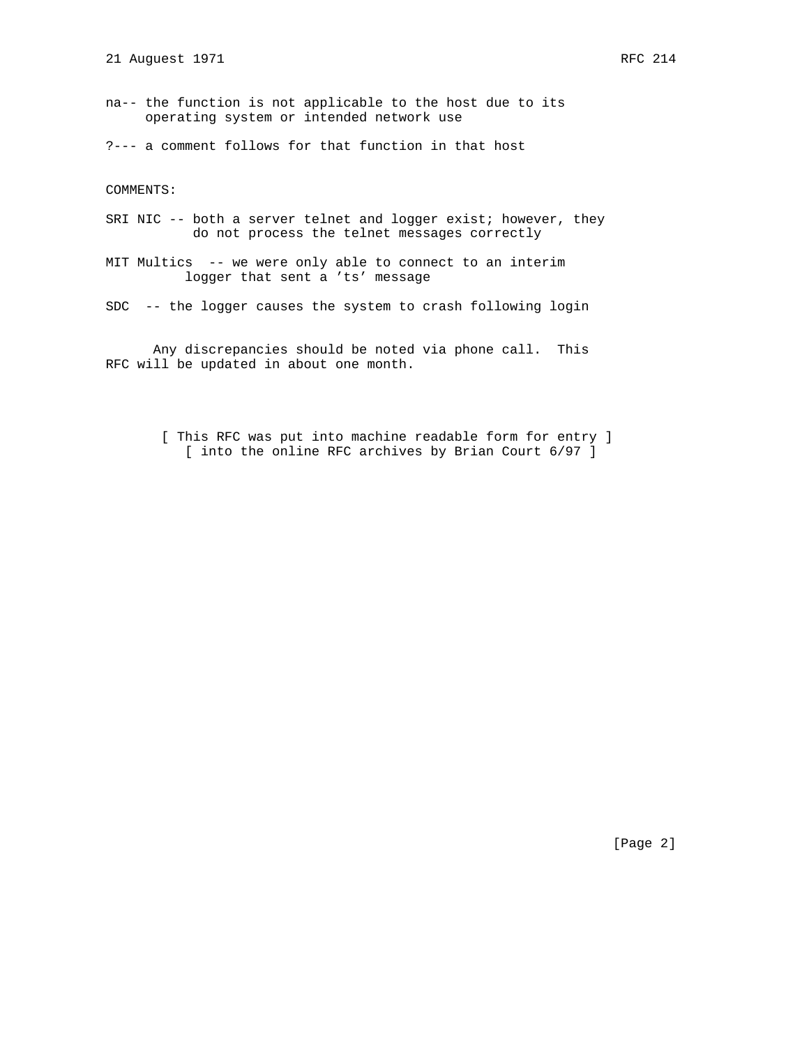na-- the function is not applicable to the host due to its
     operating system or intended network use

?--- a comment follows for that function in that host

COMMENTS:

SRI NIC -- both a server telnet and logger exist; however, they
           do not process the telnet messages correctly

MIT Multics  -- we were only able to connect to an interim
           logger that sent a 'ts' message

SDC  -- the logger causes the system to crash following login

Any discrepancies should be noted via phone call.  This
RFC will be updated in about one month.

[ This RFC was put into machine readable form for entry ]
[ into the online RFC archives by Brian Court 6/97 ]